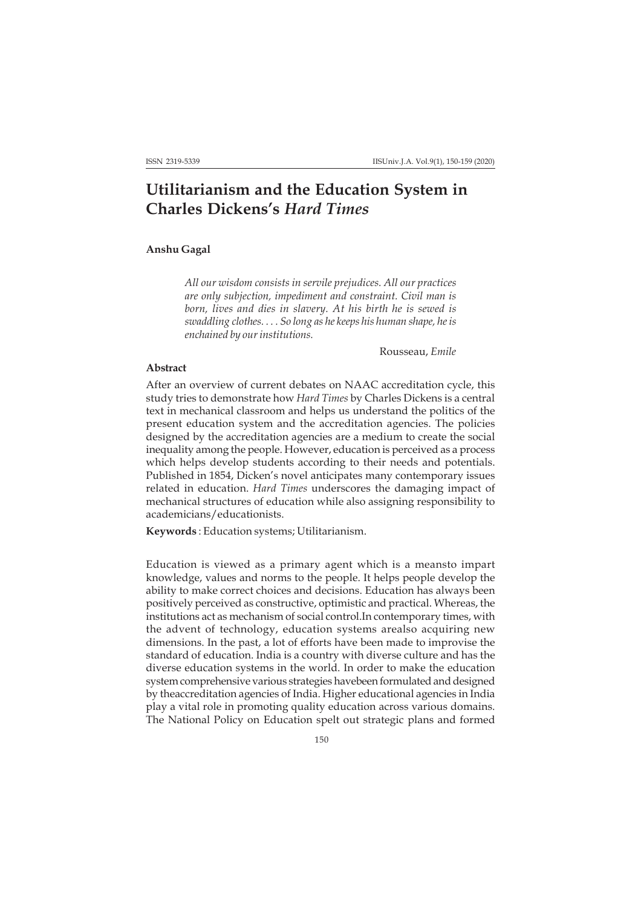# Utilitarianism and the Education System in Charles Dickens's *Hard Times*

**Anshu Gagal**

> *All our wisdom consists in servile prejudices. All our practices are only subjection, impediment and constraint. Civil man is born, lives and dies in slavery. At his birth he is sewed is swaddling clothes. . . . So long as he keeps his human shape, he is enchained by our institutions.*
>
> Rousseau, *Emile*

### Abstract

After an overview of current debates on NAAC accreditation cycle, this study tries to demonstrate how *Hard Times* by Charles Dickens is a central text in mechanical classroom and helps us understand the politics of the present education system and the accreditation agencies. The policies designed by the accreditation agencies are a medium to create the social inequality among the people. However, education is perceived as a process which helps develop students according to their needs and potentials. Published in 1854, Dicken's novel anticipates many contemporary issues related in education. *Hard Times* underscores the damaging impact of mechanical structures of education while also assigning responsibility to academicians/educationists.

**Keywords** : Education systems; Utilitarianism.

Education is viewed as a primary agent which is a meansto impart knowledge, values and norms to the people. It helps people develop the ability to make correct choices and decisions. Education has always been positively perceived as constructive, optimistic and practical. Whereas, the institutions act as mechanism of social control.In contemporary times, with the advent of technology, education systems arealso acquiring new dimensions. In the past, a lot of efforts have been made to improvise the standard of education. India is a country with diverse culture and has the diverse education systems in the world. In order to make the education system comprehensive various strategies havebeen formulated and designed by theaccreditation agencies of India. Higher educational agencies in India play a vital role in promoting quality education across various domains. The National Policy on Education spelt out strategic plans and formed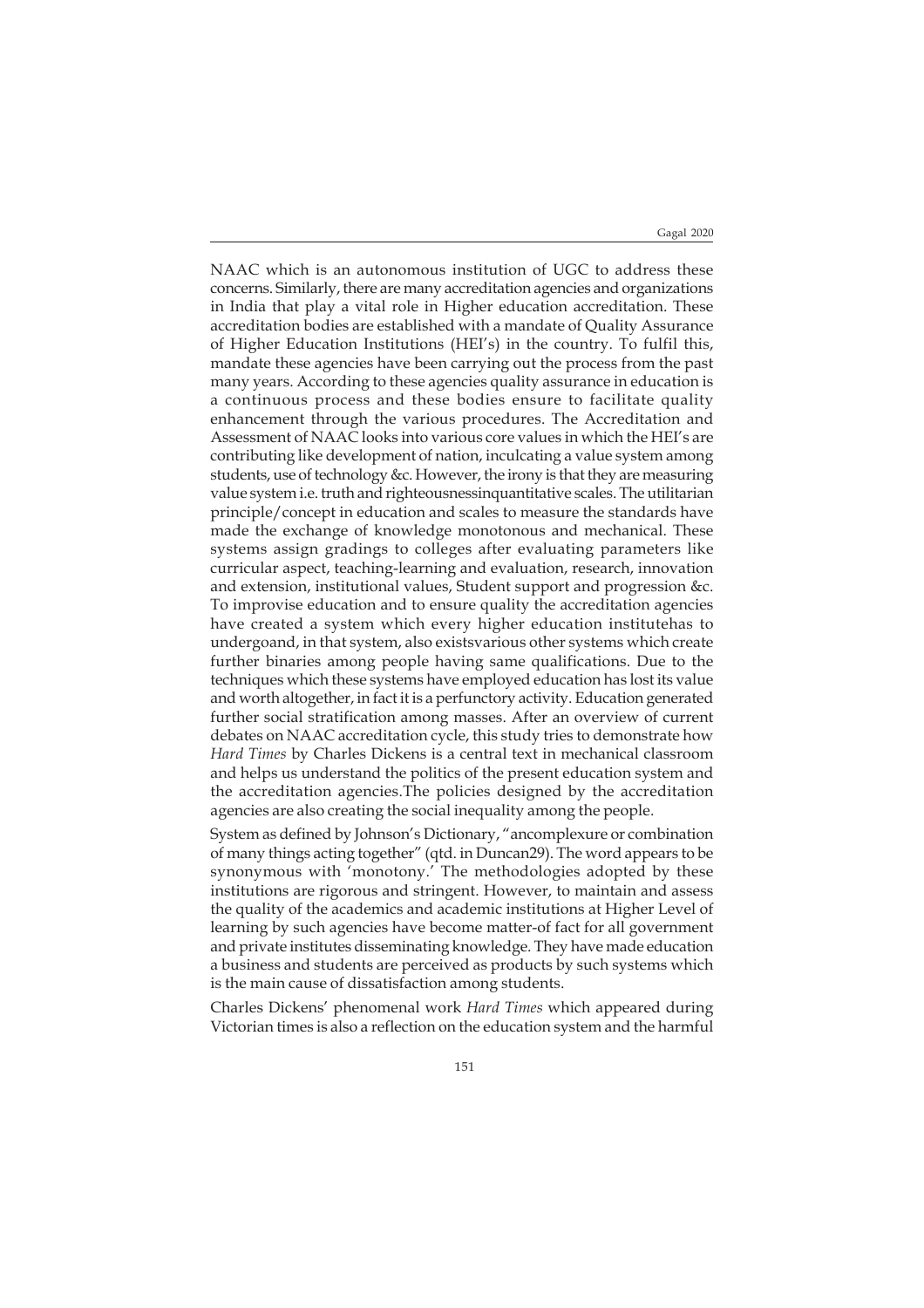NAAC which is an autonomous institution of UGC to address these concerns. Similarly, there are many accreditation agencies and organizations in India that play a vital role in Higher education accreditation. These accreditation bodies are established with a mandate of Quality Assurance of Higher Education Institutions (HEI's) in the country. To fulfil this, mandate these agencies have been carrying out the process from the past many years. According to these agencies quality assurance in education is a continuous process and these bodies ensure to facilitate quality enhancement through the various procedures. The Accreditation and Assessment of NAAC looks into various core values in which the HEI's are contributing like development of nation, inculcating a value system among students, use of technology &c. However, the irony is that they are measuring value system i.e. truth and righteousnessinquantitative scales. The utilitarian principle/concept in education and scales to measure the standards have made the exchange of knowledge monotonous and mechanical. These systems assign gradings to colleges after evaluating parameters like curricular aspect, teaching-learning and evaluation, research, innovation and extension, institutional values, Student support and progression &c. To improvise education and to ensure quality the accreditation agencies have created a system which every higher education institutehas to undergoand, in that system, also existsvarious other systems which create further binaries among people having same qualifications. Due to the techniques which these systems have employed education has lost its value and worth altogether, in fact it is a perfunctory activity. Education generated further social stratification among masses. After an overview of current debates on NAAC accreditation cycle, this study tries to demonstrate how *Hard Times* by Charles Dickens is a central text in mechanical classroom and helps us understand the politics of the present education system and the accreditation agencies.The policies designed by the accreditation agencies are also creating the social inequality among the people.

System as defined by Johnson's Dictionary, "ancomplexure or combination of many things acting together" (qtd. in Duncan29). The word appears to be synonymous with 'monotony.' The methodologies adopted by these institutions are rigorous and stringent. However, to maintain and assess the quality of the academics and academic institutions at Higher Level of learning by such agencies have become matter-of fact for all government and private institutes disseminating knowledge. They have made education a business and students are perceived as products by such systems which is the main cause of dissatisfaction among students.

Charles Dickens' phenomenal work *Hard Times* which appeared during Victorian times is also a reflection on the education system and the harmful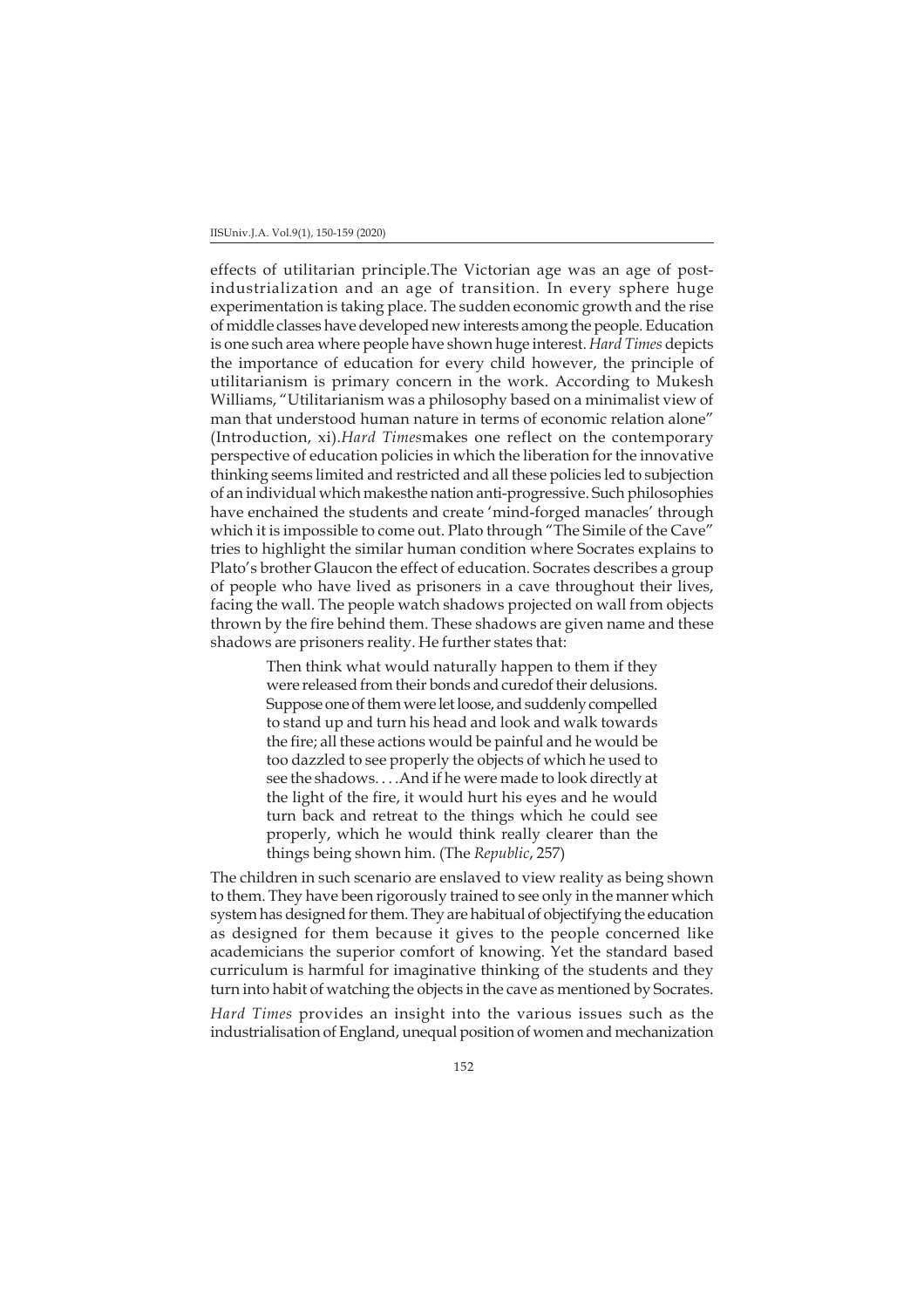effects of utilitarian principle.The Victorian age was an age of post-industrialization and an age of transition. In every sphere huge experimentation is taking place. The sudden economic growth and the rise of middle classes have developed new interests among the people. Education is one such area where people have shown huge interest. *Hard Times* depicts the importance of education for every child however, the principle of utilitarianism is primary concern in the work. According to Mukesh Williams, "Utilitarianism was a philosophy based on a minimalist view of man that understood human nature in terms of economic relation alone" (Introduction, xi).*Hard Times*makes one reflect on the contemporary perspective of education policies in which the liberation for the innovative thinking seems limited and restricted and all these policies led to subjection of an individual which makesthe nation anti-progressive. Such philosophies have enchained the students and create 'mind-forged manacles' through which it is impossible to come out. Plato through "The Simile of the Cave" tries to highlight the similar human condition where Socrates explains to Plato's brother Glaucon the effect of education. Socrates describes a group of people who have lived as prisoners in a cave throughout their lives, facing the wall. The people watch shadows projected on wall from objects thrown by the fire behind them. These shadows are given name and these shadows are prisoners reality. He further states that:

> Then think what would naturally happen to them if they were released from their bonds and curedof their delusions. Suppose one of them were let loose, and suddenly compelled to stand up and turn his head and look and walk towards the fire; all these actions would be painful and he would be too dazzled to see properly the objects of which he used to see the shadows. . . .And if he were made to look directly at the light of the fire, it would hurt his eyes and he would turn back and retreat to the things which he could see properly, which he would think really clearer than the things being shown him. (The *Republic*, 257)

The children in such scenario are enslaved to view reality as being shown to them. They have been rigorously trained to see only in the manner which system has designed for them. They are habitual of objectifying the education as designed for them because it gives to the people concerned like academicians the superior comfort of knowing. Yet the standard based curriculum is harmful for imaginative thinking of the students and they turn into habit of watching the objects in the cave as mentioned by Socrates.

*Hard Times* provides an insight into the various issues such as the industrialisation of England, unequal position of women and mechanization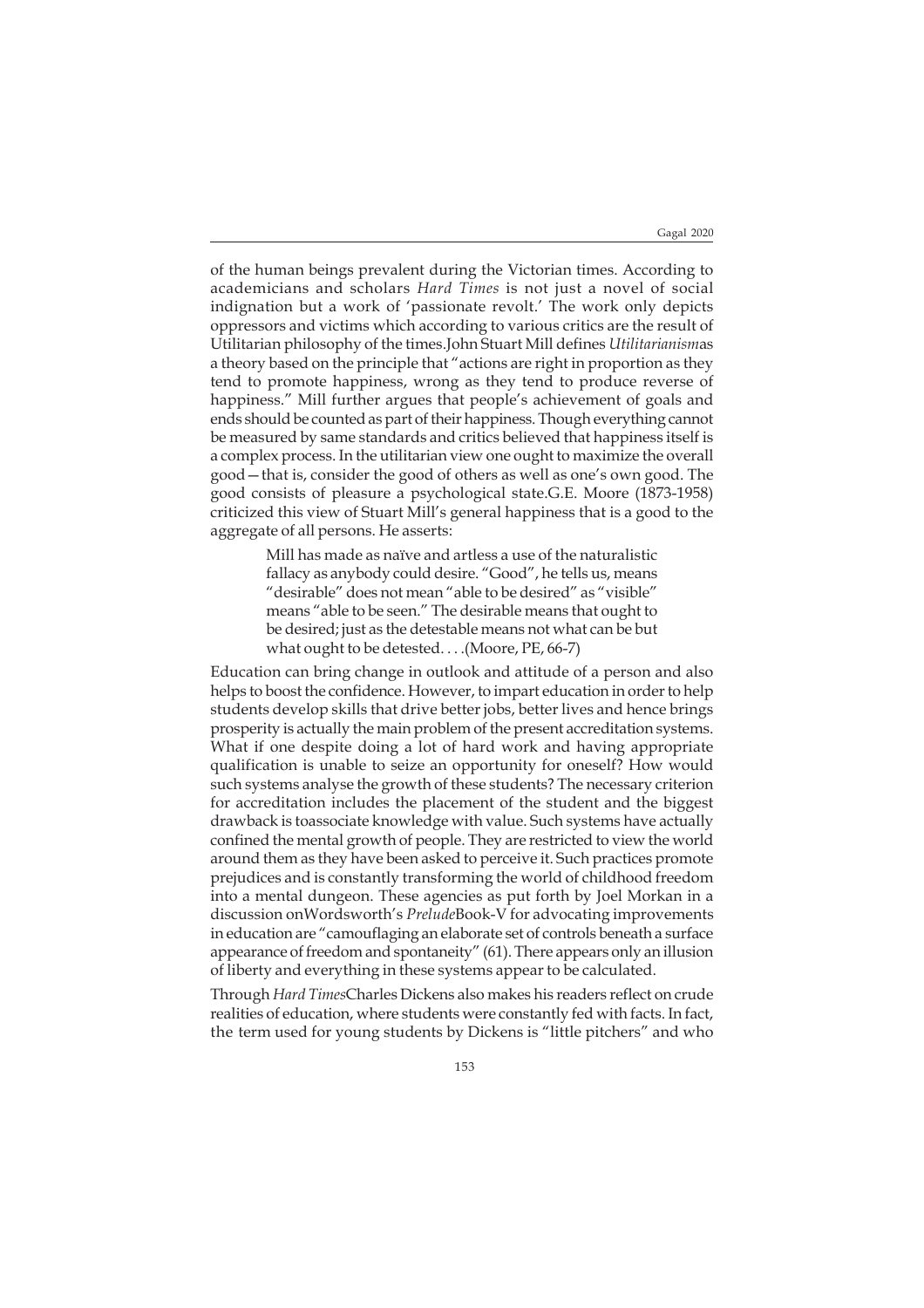of the human beings prevalent during the Victorian times. According to academicians and scholars *Hard Times* is not just a novel of social indignation but a work of 'passionate revolt.' The work only depicts oppressors and victims which according to various critics are the result of Utilitarian philosophy of the times.John Stuart Mill defines *Utilitarianism*as a theory based on the principle that "actions are right in proportion as they tend to promote happiness, wrong as they tend to produce reverse of happiness." Mill further argues that people's achievement of goals and ends should be counted as part of their happiness. Though everything cannot be measured by same standards and critics believed that happiness itself is a complex process. In the utilitarian view one ought to maximize the overall good—that is, consider the good of others as well as one's own good. The good consists of pleasure a psychological state.G.E. Moore (1873-1958) criticized this view of Stuart Mill's general happiness that is a good to the aggregate of all persons. He asserts:

> Mill has made as naïve and artless a use of the naturalistic fallacy as anybody could desire. "Good", he tells us, means "desirable" does not mean "able to be desired" as "visible" means "able to be seen." The desirable means that ought to be desired; just as the detestable means not what can be but what ought to be detested. . . .(Moore, PE, 66-7)

Education can bring change in outlook and attitude of a person and also helps to boost the confidence. However, to impart education in order to help students develop skills that drive better jobs, better lives and hence brings prosperity is actually the main problem of the present accreditation systems. What if one despite doing a lot of hard work and having appropriate qualification is unable to seize an opportunity for oneself? How would such systems analyse the growth of these students? The necessary criterion for accreditation includes the placement of the student and the biggest drawback is toassociate knowledge with value. Such systems have actually confined the mental growth of people. They are restricted to view the world around them as they have been asked to perceive it. Such practices promote prejudices and is constantly transforming the world of childhood freedom into a mental dungeon. These agencies as put forth by Joel Morkan in a discussion onWordsworth's *Prelude*Book-V for advocating improvements in education are "camouflaging an elaborate set of controls beneath a surface appearance of freedom and spontaneity" (61). There appears only an illusion of liberty and everything in these systems appear to be calculated.

Through *Hard Times*Charles Dickens also makes his readers reflect on crude realities of education, where students were constantly fed with facts. In fact, the term used for young students by Dickens is "little pitchers" and who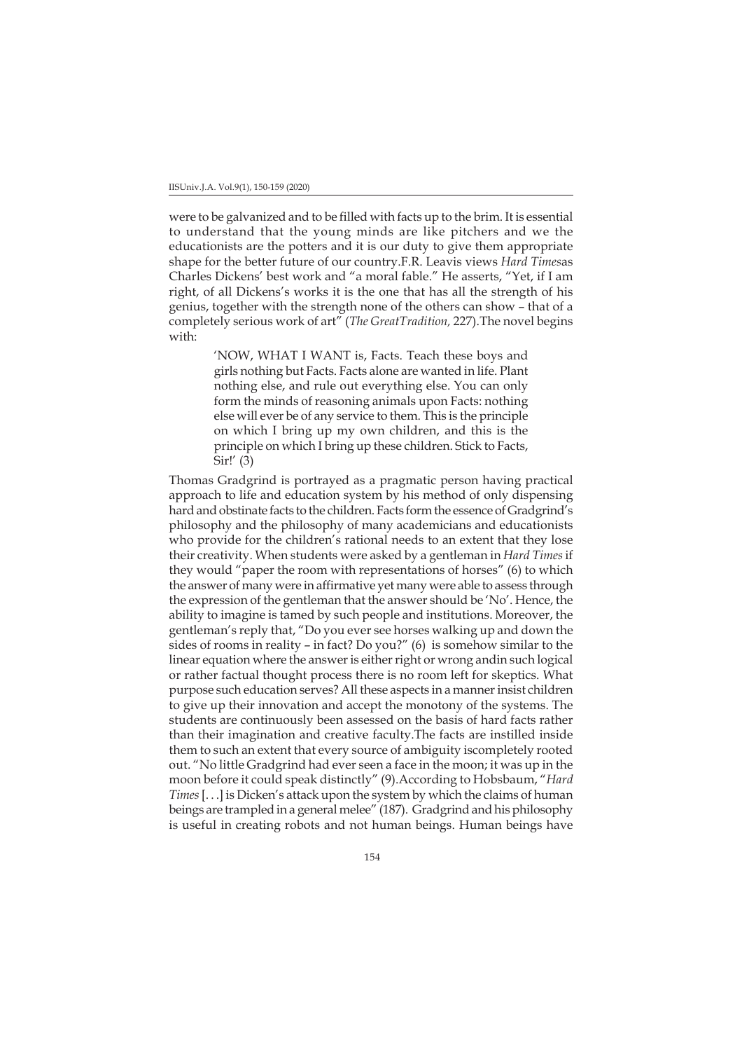were to be galvanized and to be filled with facts up to the brim. It is essential to understand that the young minds are like pitchers and we the educationists are the potters and it is our duty to give them appropriate shape for the better future of our country.F.R. Leavis views *Hard Times*as Charles Dickens' best work and "a moral fable." He asserts, "Yet, if I am right, of all Dickens's works it is the one that has all the strength of his genius, together with the strength none of the others can show – that of a completely serious work of art" (*The GreatTradition,* 227).The novel begins with:

> 'NOW, WHAT I WANT is, Facts. Teach these boys and girls nothing but Facts. Facts alone are wanted in life. Plant nothing else, and rule out everything else. You can only form the minds of reasoning animals upon Facts: nothing else will ever be of any service to them. This is the principle on which I bring up my own children, and this is the principle on which I bring up these children. Stick to Facts, Sir!' (3)

Thomas Gradgrind is portrayed as a pragmatic person having practical approach to life and education system by his method of only dispensing hard and obstinate facts to the children. Facts form the essence of Gradgrind's philosophy and the philosophy of many academicians and educationists who provide for the children's rational needs to an extent that they lose their creativity. When students were asked by a gentleman in *Hard Times* if they would "paper the room with representations of horses" (6) to which the answer of many were in affirmative yet many were able to assess through the expression of the gentleman that the answer should be 'No'. Hence, the ability to imagine is tamed by such people and institutions. Moreover, the gentleman's reply that, "Do you ever see horses walking up and down the sides of rooms in reality – in fact? Do you?" (6) is somehow similar to the linear equation where the answer is either right or wrong andin such logical or rather factual thought process there is no room left for skeptics. What purpose such education serves? All these aspects in a manner insist children to give up their innovation and accept the monotony of the systems. The students are continuously been assessed on the basis of hard facts rather than their imagination and creative faculty.The facts are instilled inside them to such an extent that every source of ambiguity iscompletely rooted out. "No little Gradgrind had ever seen a face in the moon; it was up in the moon before it could speak distinctly" (9).According to Hobsbaum, "*Hard Times* [. . .] is Dicken's attack upon the system by which the claims of human beings are trampled in a general melee" (187). Gradgrind and his philosophy is useful in creating robots and not human beings. Human beings have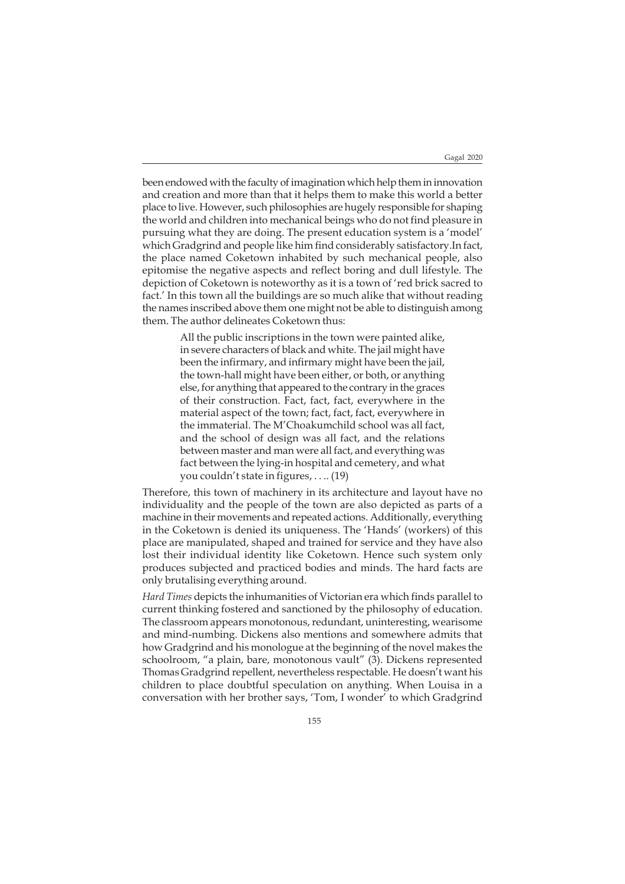been endowed with the faculty of imagination which help them in innovation and creation and more than that it helps them to make this world a better place to live. However, such philosophies are hugely responsible for shaping the world and children into mechanical beings who do not find pleasure in pursuing what they are doing. The present education system is a 'model' which Gradgrind and people like him find considerably satisfactory.In fact, the place named Coketown inhabited by such mechanical people, also epitomise the negative aspects and reflect boring and dull lifestyle. The depiction of Coketown is noteworthy as it is a town of 'red brick sacred to fact.' In this town all the buildings are so much alike that without reading the names inscribed above them one might not be able to distinguish among them. The author delineates Coketown thus:

> All the public inscriptions in the town were painted alike, in severe characters of black and white. The jail might have been the infirmary, and infirmary might have been the jail, the town-hall might have been either, or both, or anything else, for anything that appeared to the contrary in the graces of their construction. Fact, fact, fact, everywhere in the material aspect of the town; fact, fact, fact, everywhere in the immaterial. The M'Choakumchild school was all fact, and the school of design was all fact, and the relations between master and man were all fact, and everything was fact between the lying-in hospital and cemetery, and what you couldn't state in figures, . . .. (19)

Therefore, this town of machinery in its architecture and layout have no individuality and the people of the town are also depicted as parts of a machine in their movements and repeated actions. Additionally, everything in the Coketown is denied its uniqueness. The 'Hands' (workers) of this place are manipulated, shaped and trained for service and they have also lost their individual identity like Coketown. Hence such system only produces subjected and practiced bodies and minds. The hard facts are only brutalising everything around.

*Hard Times* depicts the inhumanities of Victorian era which finds parallel to current thinking fostered and sanctioned by the philosophy of education. The classroom appears monotonous, redundant, uninteresting, wearisome and mind-numbing. Dickens also mentions and somewhere admits that how Gradgrind and his monologue at the beginning of the novel makes the schoolroom, "a plain, bare, monotonous vault" (3). Dickens represented Thomas Gradgrind repellent, nevertheless respectable. He doesn't want his children to place doubtful speculation on anything. When Louisa in a conversation with her brother says, 'Tom, I wonder' to which Gradgrind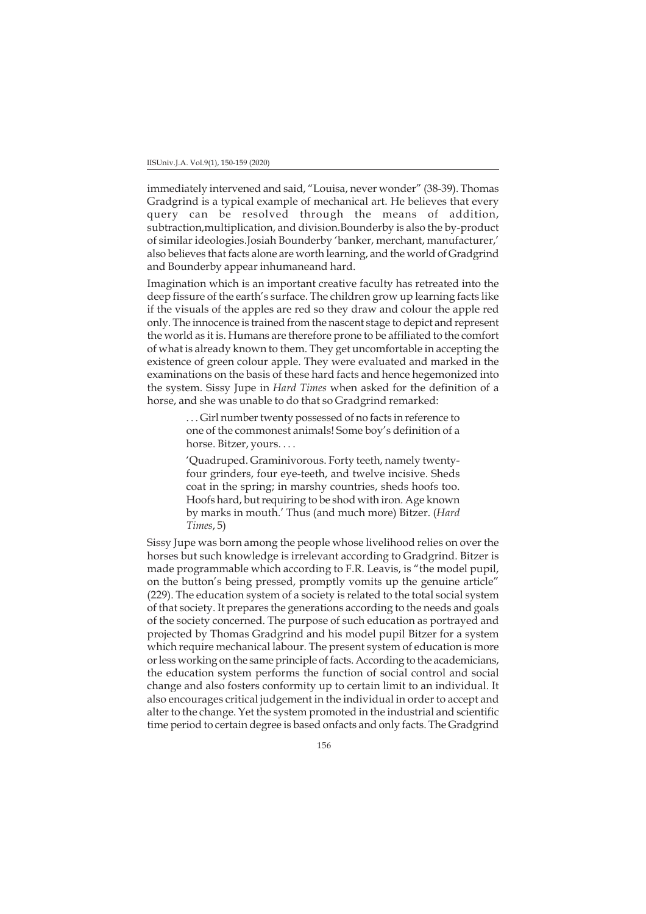immediately intervened and said, "Louisa, never wonder" (38-39). Thomas Gradgrind is a typical example of mechanical art. He believes that every query can be resolved through the means of addition, subtraction,multiplication, and division.Bounderby is also the by-product of similar ideologies.Josiah Bounderby 'banker, merchant, manufacturer,' also believes that facts alone are worth learning, and the world of Gradgrind and Bounderby appear inhumaneand hard.

Imagination which is an important creative faculty has retreated into the deep fissure of the earth's surface. The children grow up learning facts like if the visuals of the apples are red so they draw and colour the apple red only. The innocence is trained from the nascent stage to depict and represent the world as it is. Humans are therefore prone to be affiliated to the comfort of what is already known to them. They get uncomfortable in accepting the existence of green colour apple. They were evaluated and marked in the examinations on the basis of these hard facts and hence hegemonized into the system. Sissy Jupe in *Hard Times* when asked for the definition of a horse, and she was unable to do that so Gradgrind remarked:

> . . . Girl number twenty possessed of no facts in reference to one of the commonest animals! Some boy's definition of a horse. Bitzer, yours. . . .
>
> 'Quadruped. Graminivorous. Forty teeth, namely twenty-four grinders, four eye-teeth, and twelve incisive. Sheds coat in the spring; in marshy countries, sheds hoofs too. Hoofs hard, but requiring to be shod with iron. Age known by marks in mouth.' Thus (and much more) Bitzer. (*Hard Times*, 5)

Sissy Jupe was born among the people whose livelihood relies on over the horses but such knowledge is irrelevant according to Gradgrind. Bitzer is made programmable which according to F.R. Leavis, is "the model pupil, on the button's being pressed, promptly vomits up the genuine article" (229). The education system of a society is related to the total social system of that society. It prepares the generations according to the needs and goals of the society concerned. The purpose of such education as portrayed and projected by Thomas Gradgrind and his model pupil Bitzer for a system which require mechanical labour. The present system of education is more or less working on the same principle of facts. According to the academicians, the education system performs the function of social control and social change and also fosters conformity up to certain limit to an individual. It also encourages critical judgement in the individual in order to accept and alter to the change. Yet the system promoted in the industrial and scientific time period to certain degree is based onfacts and only facts. The Gradgrind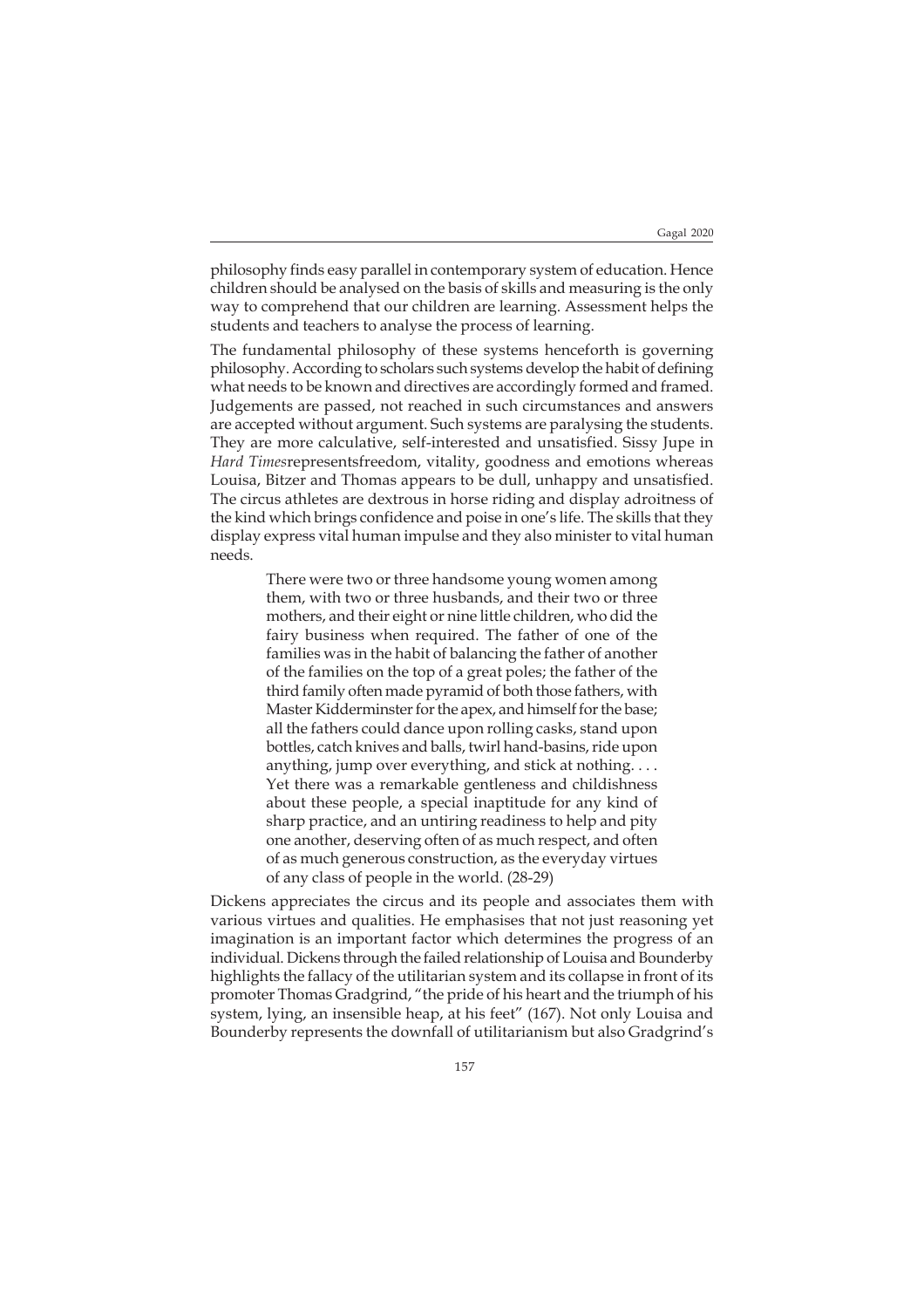philosophy finds easy parallel in contemporary system of education. Hence children should be analysed on the basis of skills and measuring is the only way to comprehend that our children are learning. Assessment helps the students and teachers to analyse the process of learning.

The fundamental philosophy of these systems henceforth is governing philosophy. According to scholars such systems develop the habit of defining what needs to be known and directives are accordingly formed and framed. Judgements are passed, not reached in such circumstances and answers are accepted without argument. Such systems are paralysing the students. They are more calculative, self-interested and unsatisfied. Sissy Jupe in *Hard Times*representsfreedom, vitality, goodness and emotions whereas Louisa, Bitzer and Thomas appears to be dull, unhappy and unsatisfied. The circus athletes are dextrous in horse riding and display adroitness of the kind which brings confidence and poise in one's life. The skills that they display express vital human impulse and they also minister to vital human needs.

> There were two or three handsome young women among them, with two or three husbands, and their two or three mothers, and their eight or nine little children, who did the fairy business when required. The father of one of the families was in the habit of balancing the father of another of the families on the top of a great poles; the father of the third family often made pyramid of both those fathers, with Master Kidderminster for the apex, and himself for the base; all the fathers could dance upon rolling casks, stand upon bottles, catch knives and balls, twirl hand-basins, ride upon anything, jump over everything, and stick at nothing. . . . Yet there was a remarkable gentleness and childishness about these people, a special inaptitude for any kind of sharp practice, and an untiring readiness to help and pity one another, deserving often of as much respect, and often of as much generous construction, as the everyday virtues of any class of people in the world. (28-29)

Dickens appreciates the circus and its people and associates them with various virtues and qualities. He emphasises that not just reasoning yet imagination is an important factor which determines the progress of an individual. Dickens through the failed relationship of Louisa and Bounderby highlights the fallacy of the utilitarian system and its collapse in front of its promoter Thomas Gradgrind, "the pride of his heart and the triumph of his system, lying, an insensible heap, at his feet" (167). Not only Louisa and Bounderby represents the downfall of utilitarianism but also Gradgrind's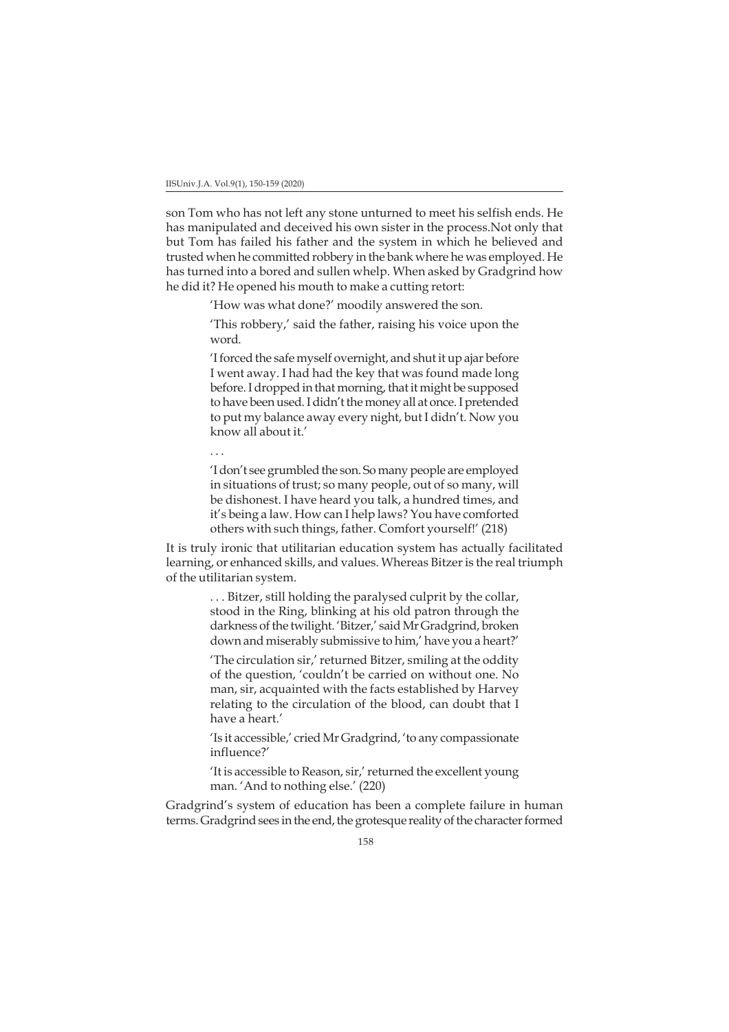son Tom who has not left any stone unturned to meet his selfish ends. He has manipulated and deceived his own sister in the process.Not only that but Tom has failed his father and the system in which he believed and trusted when he committed robbery in the bank where he was employed. He has turned into a bored and sullen whelp. When asked by Gradgrind how he did it? He opened his mouth to make a cutting retort:

> 'How was what done?' moodily answered the son.
>
> 'This robbery,' said the father, raising his voice upon the word.
>
> 'I forced the safe myself overnight, and shut it up ajar before I went away. I had had the key that was found made long before. I dropped in that morning, that it might be supposed to have been used. I didn't the money all at once. I pretended to put my balance away every night, but I didn't. Now you know all about it.'
>
> . . .
>
> 'I don't see grumbled the son. So many people are employed in situations of trust; so many people, out of so many, will be dishonest. I have heard you talk, a hundred times, and it's being a law. How can I help laws? You have comforted others with such things, father. Comfort yourself!' (218)

It is truly ironic that utilitarian education system has actually facilitated learning, or enhanced skills, and values. Whereas Bitzer is the real triumph of the utilitarian system.

> . . . Bitzer, still holding the paralysed culprit by the collar, stood in the Ring, blinking at his old patron through the darkness of the twilight. 'Bitzer,' said Mr Gradgrind, broken down and miserably submissive to him,' have you a heart?'
>
> 'The circulation sir,' returned Bitzer, smiling at the oddity of the question, 'couldn't be carried on without one. No man, sir, acquainted with the facts established by Harvey relating to the circulation of the blood, can doubt that I have a heart.'
>
> 'Is it accessible,' cried Mr Gradgrind, 'to any compassionate influence?'
>
> 'It is accessible to Reason, sir,' returned the excellent young man. 'And to nothing else.' (220)

Gradgrind's system of education has been a complete failure in human terms. Gradgrind sees in the end, the grotesque reality of the character formed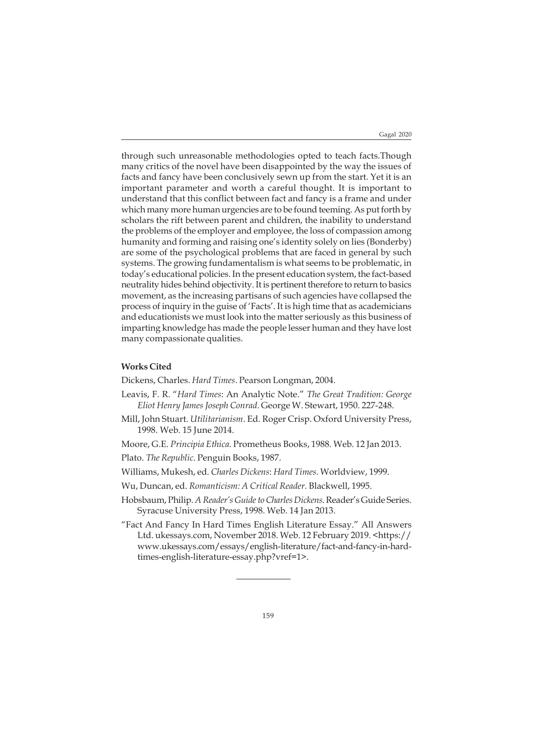through such unreasonable methodologies opted to teach facts.Though many critics of the novel have been disappointed by the way the issues of facts and fancy have been conclusively sewn up from the start. Yet it is an important parameter and worth a careful thought. It is important to understand that this conflict between fact and fancy is a frame and under which many more human urgencies are to be found teeming. As put forth by scholars the rift between parent and children, the inability to understand the problems of the employer and employee, the loss of compassion among humanity and forming and raising one's identity solely on lies (Bonderby) are some of the psychological problems that are faced in general by such systems. The growing fundamentalism is what seems to be problematic, in today's educational policies. In the present education system, the fact-based neutrality hides behind objectivity. It is pertinent therefore to return to basics movement, as the increasing partisans of such agencies have collapsed the process of inquiry in the guise of 'Facts'. It is high time that as academicians and educationists we must look into the matter seriously as this business of imparting knowledge has made the people lesser human and they have lost many compassionate qualities.

**Works Cited**

Dickens, Charles. *Hard Times*. Pearson Longman, 2004.

Leavis, F. R. "*Hard Times*: An Analytic Note." *The Great Tradition: George Eliot Henry James Joseph Conrad*. George W. Stewart, 1950. 227-248.

Mill, John Stuart. *Utilitarianism*. Ed. Roger Crisp. Oxford University Press, 1998. Web. 15 June 2014.

Moore, G.E. *Principia Ethica*. Prometheus Books, 1988. Web. 12 Jan 2013.

Plato. *The Republic*. Penguin Books, 1987.

Williams, Mukesh, ed. *Charles Dickens*: *Hard Times*. Worldview, 1999.

Wu, Duncan, ed. *Romanticism: A Critical Reader*. Blackwell, 1995.

Hobsbaum, Philip. *A Reader's Guide to Charles Dickens*. Reader's Guide Series. Syracuse University Press, 1998. Web. 14 Jan 2013.

"Fact And Fancy In Hard Times English Literature Essay." All Answers Ltd. ukessays.com, November 2018. Web. 12 February 2019. <https://www.ukessays.com/essays/english-literature/fact-and-fancy-in-hard-times-english-literature-essay.php?vref=1>.